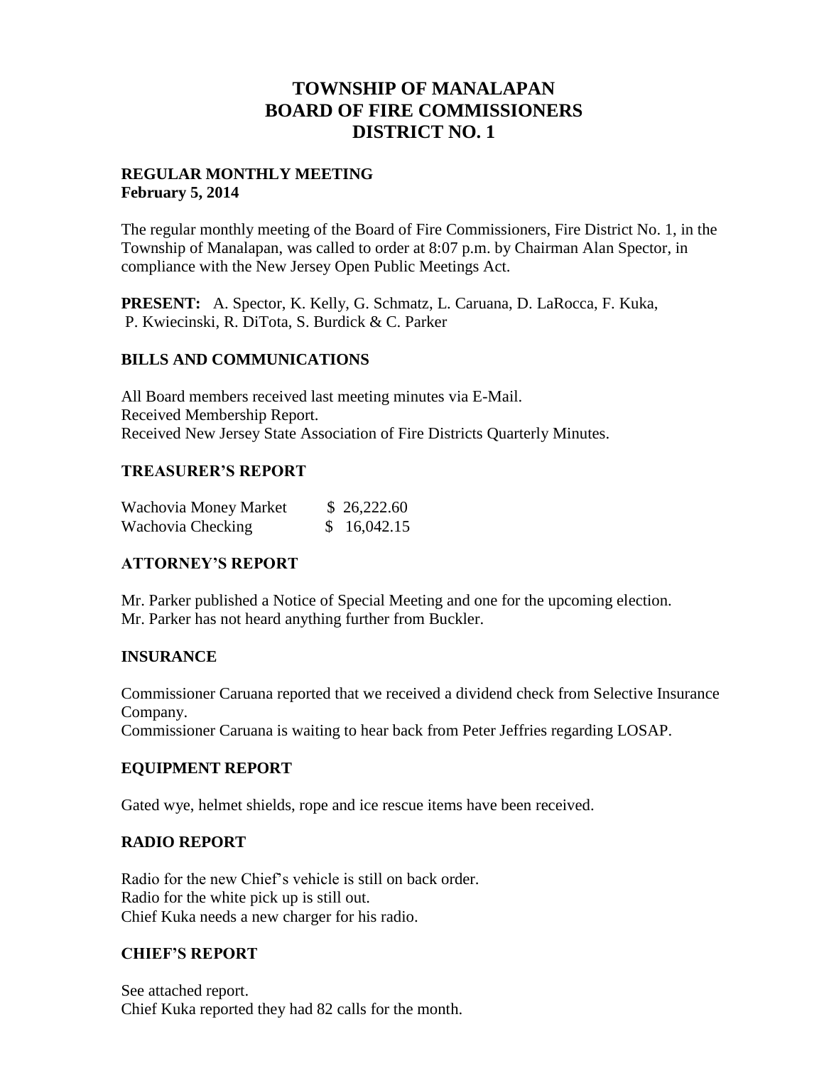# TOWNSHIP OF MANALAPAN
# BOARD OF FIRE COMMISSIONERS
# DISTRICT NO. 1

**REGULAR MONTHLY MEETING**
**February 5, 2014**

The regular monthly meeting of the Board of Fire Commissioners, Fire District No. 1, in the Township of Manalapan, was called to order at 8:07 p.m. by Chairman Alan Spector, in compliance with the New Jersey Open Public Meetings Act.

**PRESENT:** A. Spector, K. Kelly, G. Schmatz, L. Caruana, D. LaRocca, F. Kuka, P. Kwiecinski, R. DiTota, S. Burdick & C. Parker

## BILLS AND COMMUNICATIONS

All Board members received last meeting minutes via E-Mail.
Received Membership Report.
Received New Jersey State Association of Fire Districts Quarterly Minutes.

## TREASURER'S REPORT

| | |
|---|---|
| Wachovia Money Market | $ 26,222.60 |
| Wachovia Checking | $ 16,042.15 |

## ATTORNEY'S REPORT

Mr. Parker published a Notice of Special Meeting and one for the upcoming election.
Mr. Parker has not heard anything further from Buckler.

## INSURANCE

Commissioner Caruana reported that we received a dividend check from Selective Insurance Company.
Commissioner Caruana is waiting to hear back from Peter Jeffries regarding LOSAP.

## EQUIPMENT REPORT

Gated wye, helmet shields, rope and ice rescue items have been received.

## RADIO REPORT

Radio for the new Chief's vehicle is still on back order.
Radio for the white pick up is still out.
Chief Kuka needs a new charger for his radio.

## CHIEF'S REPORT

See attached report.
Chief Kuka reported they had 82 calls for the month.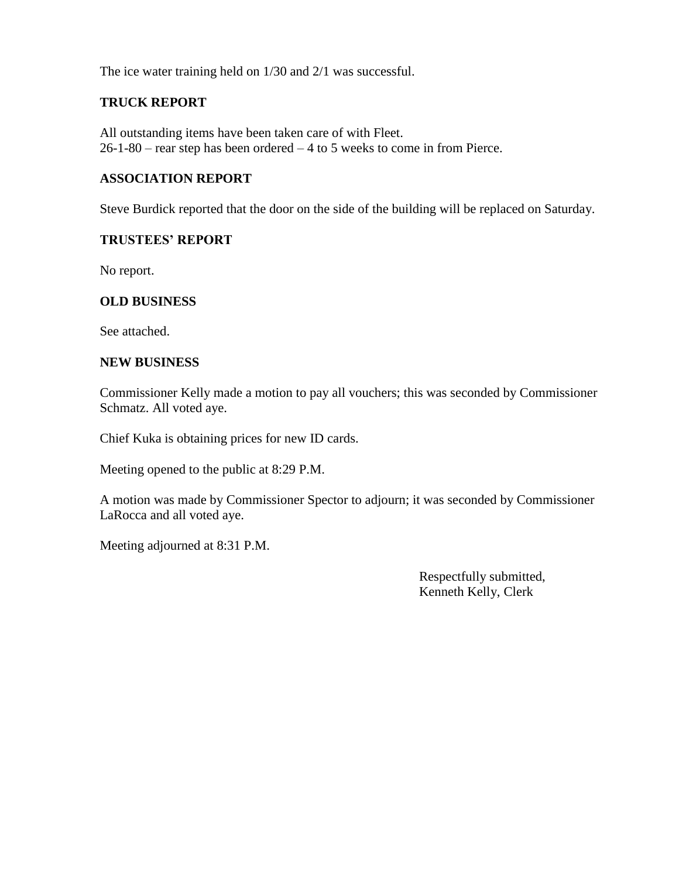The ice water training held on 1/30 and 2/1 was successful.

**TRUCK REPORT**

All outstanding items have been taken care of with Fleet.
26-1-80 – rear step has been ordered – 4 to 5 weeks to come in from Pierce.

**ASSOCIATION REPORT**

Steve Burdick reported that the door on the side of the building will be replaced on Saturday.

**TRUSTEES' REPORT**

No report.

**OLD BUSINESS**

See attached.

**NEW BUSINESS**

Commissioner Kelly made a motion to pay all vouchers; this was seconded by Commissioner Schmatz. All voted aye.

Chief Kuka is obtaining prices for new ID cards.

Meeting opened to the public at 8:29 P.M.

A motion was made by Commissioner Spector to adjourn; it was seconded by Commissioner LaRocca and all voted aye.

Meeting adjourned at 8:31 P.M.

Respectfully submitted,
Kenneth Kelly, Clerk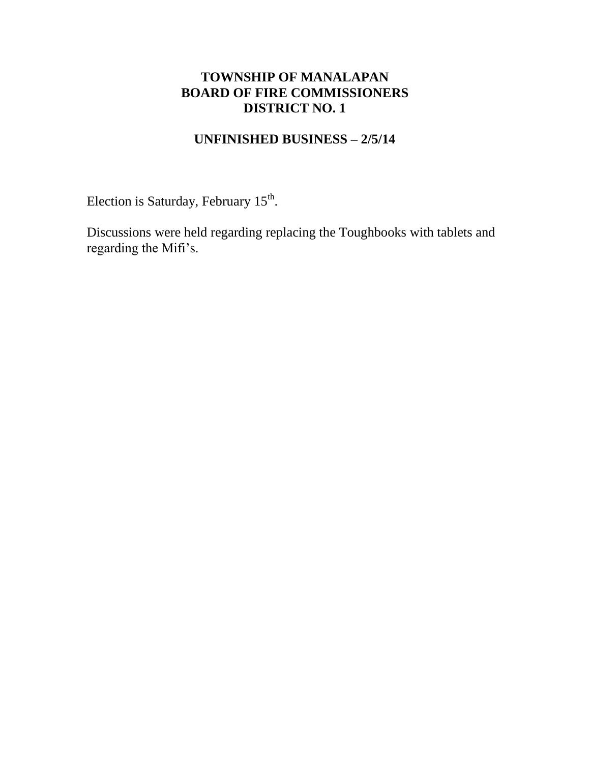# TOWNSHIP OF MANALAPAN
# BOARD OF FIRE COMMISSIONERS
# DISTRICT NO. 1

## UNFINISHED BUSINESS – 2/5/14

Election is Saturday, February 15th.

Discussions were held regarding replacing the Toughbooks with tablets and regarding the Mifi's.